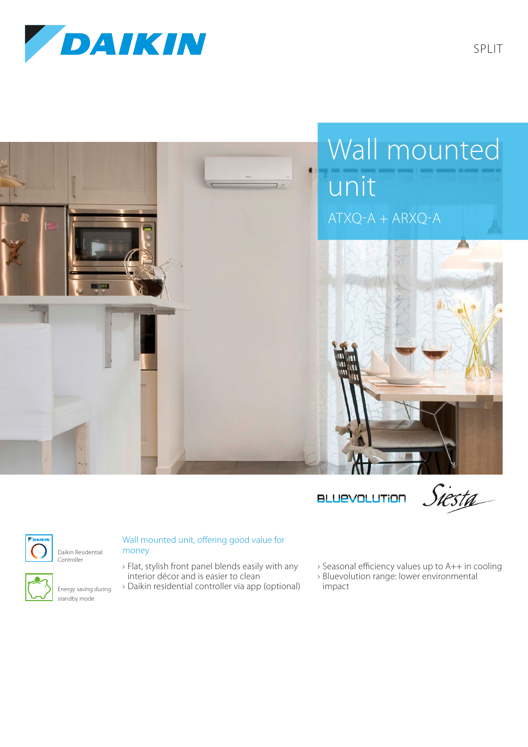DAIKIN

SPLIT

# Wall mounted unit

ATXQ-A + ARXQ-A

BLUEVOLUTION Siesta

Daikin Residential Controller

Energy saving during standby mode

## Wall mounted unit, offering good value for money

- Flat, stylish front panel blends easily with any interior décor and is easier to clean
- Daikin residential controller via app (optional)
- Seasonal efficiency values up to A++ in cooling
- Bluevolution range: lower environmental impact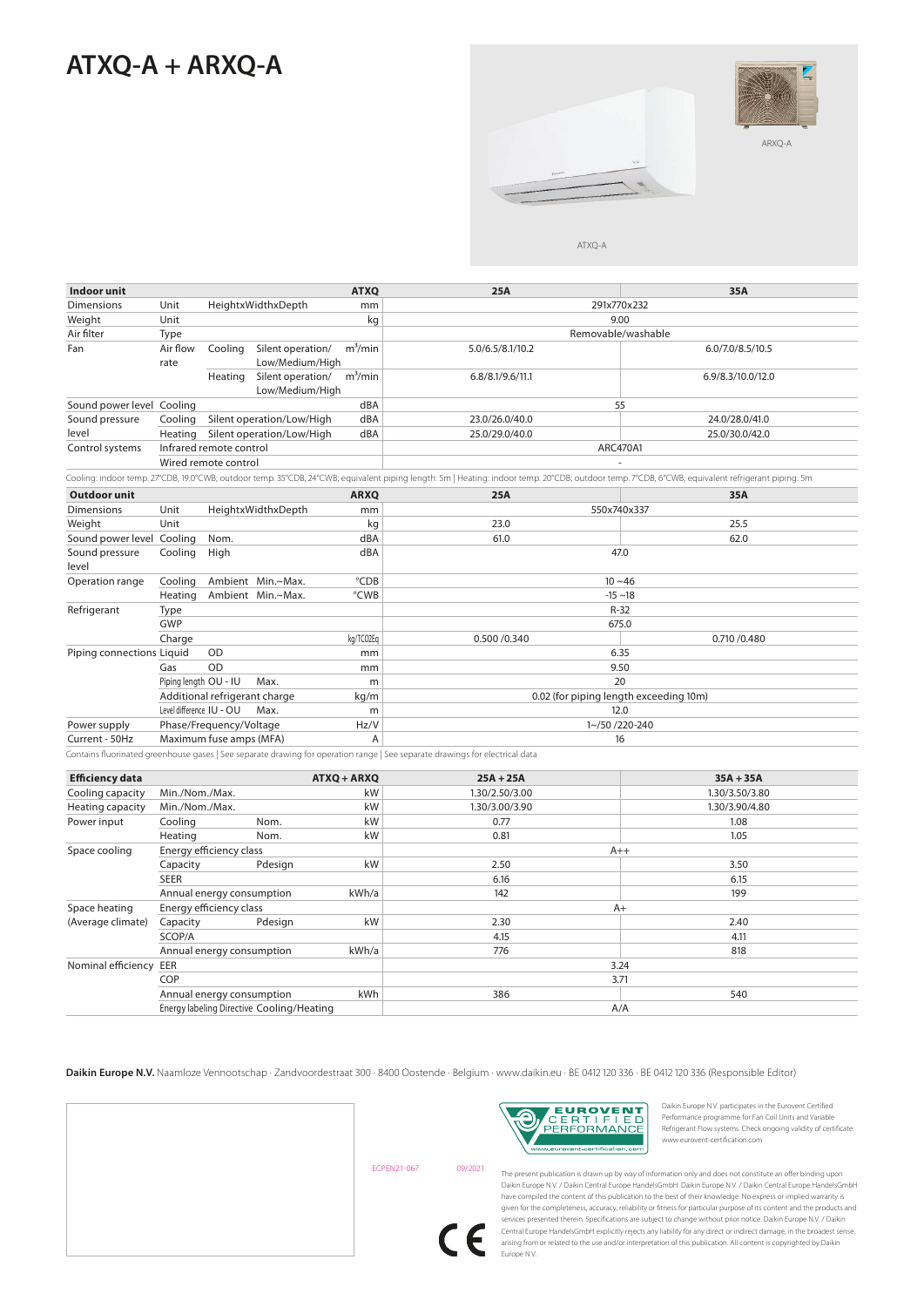# ATXQ-A + ARXQ-A

ARXQ-A

ATXQ-A

| Indoor unit | | | | ATXQ | 25A | 35A |
|---|---|---|---|---|---|---|
| Dimensions | Unit | HeightxWidthxDepth | | mm | 291x770x232 | |
| Weight | Unit | | | kg | 9.00 | |
| Air filter | Type | | | | Removable/washable | |
| Fan | Air flow rate | Cooling | Silent operation/ Low/Medium/High | $m^3$/min | 5.0/6.5/8.1/10.2 | 6.0/7.0/8.5/10.5 |
| | | Heating | Silent operation/ Low/Medium/High | $m^3$/min | 6.8/8.1/9.6/11.1 | 6.9/8.3/10.0/12.0 |
| Sound power level | Cooling | | | dBA | 55 | |
| Sound pressure level | Cooling | Silent operation/Low/High | | dBA | 23.0/26.0/40.0 | 24.0/28.0/41.0 |
| | Heating | Silent operation/Low/High | | dBA | 25.0/29.0/40.0 | 25.0/30.0/42.0 |
| Control systems | Infrared remote control | | | | ARC470A1 | |
| | Wired remote control | | | | - | |

Cooling: indoor temp. 27°CDB, 19.0°CWB; outdoor temp. 35°CDB, 24°CWB; equivalent piping length: 5m | Heating: indoor temp. 20°CDB; outdoor temp. 7°CDB, 6°CWB; equivalent refrigerant piping: 5m

| Outdoor unit | | | | ARXQ | 25A | 35A |
|---|---|---|---|---|---|---|
| Dimensions | Unit | HeightxWidthxDepth | | mm | 550x740x337 | |
| Weight | Unit | | | kg | 23.0 | 25.5 |
| Sound power level | Cooling | Nom. | | dBA | 61.0 | 62.0 |
| Sound pressure level | Cooling | High | | dBA | 47.0 | |
| Operation range | Cooling | Ambient | Min.~Max. | °CDB | 10 ~46 | |
| | Heating | Ambient | Min.~Max. | °CWB | -15 ~18 | |
| Refrigerant | Type | | | | R-32 | |
| | GWP | | | | 675.0 | |
| | Charge | | | kg/TCO2Eq | 0.500 /0.340 | 0.710 /0.480 |
| Piping connections | Liquid | OD | | mm | 6.35 | |
| | Gas | OD | | mm | 9.50 | |
| | Piping length OU - IU | Max. | | m | 20 | |
| | Additional refrigerant charge | | | kg/m | 0.02 (for piping length exceeding 10m) | |
| | Level difference IU - OU | Max. | | m | 12.0 | |
| Power supply | Phase/Frequency/Voltage | | | Hz/V | 1~/50 /220-240 | |
| Current - 50Hz | Maximum fuse amps (MFA) | | | A | 16 | |

Contains fluorinated greenhouse gases | See separate drawing for operation range | See separate drawings for electrical data

| Efficiency data | | | ATXQ + ARXQ | 25A + 25A | 35A + 35A |
|---|---|---|---|---|---|
| Cooling capacity | Min./Nom./Max. | | kW | 1.30/2.50/3.00 | 1.30/3.50/3.80 |
| Heating capacity | Min./Nom./Max. | | kW | 1.30/3.00/3.90 | 1.30/3.90/4.80 |
| Power input | Cooling | Nom. | kW | 0.77 | 1.08 |
| | Heating | Nom. | kW | 0.81 | 1.05 |
| Space cooling | Energy efficiency class | | | A++ | |
| | Capacity | Pdesign | kW | 2.50 | 3.50 |
| | SEER | | | 6.16 | 6.15 |
| | Annual energy consumption | | kWh/a | 142 | 199 |
| Space heating (Average climate) | Energy efficiency class | | | A+ | |
| | Capacity | Pdesign | kW | 2.30 | 2.40 |
| | SCOP/A | | | 4.15 | 4.11 |
| | Annual energy consumption | | kWh/a | 776 | 818 |
| Nominal efficiency | EER | | | 3.24 | |
| | COP | | | 3.71 | |
| | Annual energy consumption | | kWh | 386 | 540 |
| | Energy labeling Directive Cooling/Heating | | | A/A | |

**Daikin Europe N.V.** Naamloze Vennootschap · Zandvoordestraat 300 · 8400 Oostende · Belgium · www.daikin.eu · BE 0412 120 336 · BE 0412 120 336 (Responsible Editor)

ECPEN21-067 09/2021

EUROVENT CERTIFIED PERFORMANCE www.eurovent-certification.com

Daikin Europe N.V. participates in the Eurovent Certified Performance programme for Fan Coil Units and Variable Refrigerant Flow systems. Check ongoing validity of certificate: www.eurovent-certification.com

The present publication is drawn up by way of information only and does not constitute an offer binding upon Daikin Europe N.V. / Daikin Central Europe HandelsGmbH. Daikin Europe N.V. / Daikin Central Europe HandelsGmbH have compiled the content of this publication to the best of their knowledge. No express or implied warranty is given for the completeness, accuracy, reliability or fitness for particular purpose of its content and the products and services presented therein. Specifications are subject to change without prior notice. Daikin Europe N.V. / Daikin Central Europe HandelsGmbH explicitly rejects any liability for any direct or indirect damage, in the broadest sense, arising from or related to the use and/or interpretation of this publication. All content is copyrighted by Daikin Europe N.V.